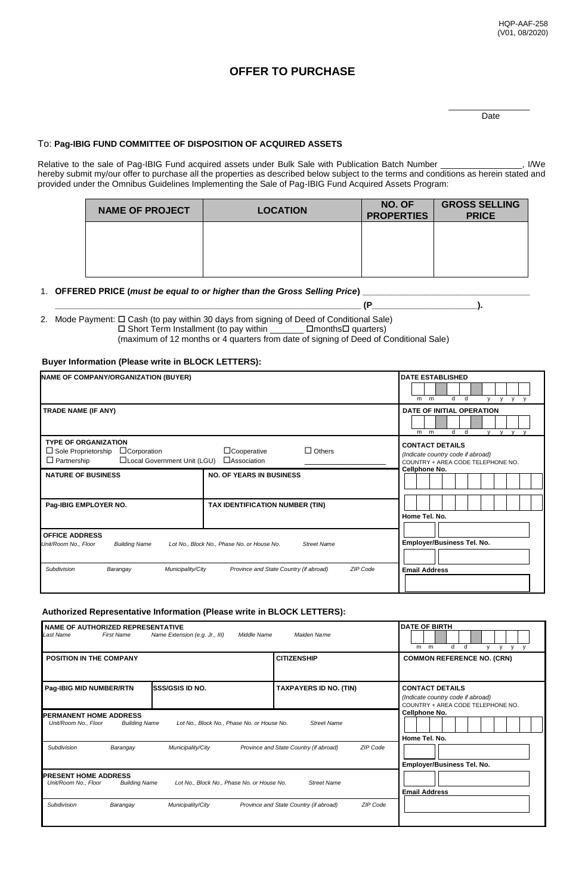HQP-AAF-258
(V01, 08/2020)

# OFFER TO PURCHASE

_________________
Date

To: **Pag-IBIG FUND COMMITTEE OF DISPOSITION OF ACQUIRED ASSETS**

Relative to the sale of Pag-IBIG Fund acquired assets under Bulk Sale with Publication Batch Number _________________, I/We hereby submit my/our offer to purchase all the properties as described below subject to the terms and conditions as herein stated and provided under the Omnibus Guidelines Implementing the Sale of Pag-IBIG Fund Acquired Assets Program:

| NAME OF PROJECT | LOCATION | NO. OF PROPERTIES | GROSS SELLING PRICE |
|---|---|---|---|
| | | | |

1. **OFFERED PRICE (*must be equal to or higher than the Gross Selling Price*)** ___________________________________
   ___________________________________________________________ **(P_____________________).**

2. Mode Payment: ☐ Cash (to pay within 30 days from signing of Deed of Conditional Sale)
   ☐ Short Term Installment (to pay within _______ ☐months☐ quarters)
   (maximum of 12 months or 4 quarters from date of signing of Deed of Conditional Sale)

### Buyer Information (Please write in BLOCK LETTERS):

| | | |
|---|---|---|
| **NAME OF COMPANY/ORGANIZATION (BUYER)** | | **DATE ESTABLISHED** m m d d y y y y |
| **TRADE NAME (IF ANY)** | | **DATE OF INITIAL OPERATION** m m d d y y y y |
| **TYPE OF ORGANIZATION** ☐ Sole Proprietorship ☐Corporation ☐Cooperative ☐ Others ___________ ☐ Partnership ☐Local Government Unit (LGU) ☐Association | | **CONTACT DETAILS** *(Indicate country code if abroad)* COUNTRY + AREA CODE TELEPHONE NO. |
| **NATURE OF BUSINESS** | **NO. OF YEARS IN BUSINESS** | **Cellphone No.** |
| **Pag-IBIG EMPLOYER NO.** | **TAX IDENTIFICATION NUMBER (TIN)** | **Home Tel. No.** |
| **OFFICE ADDRESS** *Unit/Room No., Floor · Building Name · Lot No., Block No., Phase No. or House No. · Street Name* | | **Employer/Business Tel. No.** |
| *Subdivision · Barangay · Municipality/City · Province and State Country (if abroad) · ZIP Code* | | **Email Address** |

### Authorized Representative Information (Please write in BLOCK LETTERS):

| | | | |
|---|---|---|---|
| **NAME OF AUTHORIZED REPRESENTATIVE** *Last Name · First Name · Name Extension (e.g. Jr., III) · Middle Name · Maiden Name* | | | **DATE OF BIRTH** m m d d y y y y |
| **POSITION IN THE COMPANY** | | **CITIZENSHIP** | **COMMON REFERENCE NO. (CRN)** |
| **Pag-IBIG MID NUMBER/RTN** | **SSS/GSIS ID NO.** | **TAXPAYERS ID NO. (TIN)** | **CONTACT DETAILS** *(Indicate country code if abroad)* COUNTRY + AREA CODE TELEPHONE NO. |
| **PERMANENT HOME ADDRESS** *Unit/Room No., Floor · Building Name · Lot No., Block No., Phase No. or House No. · Street Name* | | | **Cellphone No.** |
| *Subdivision · Barangay · Municipality/City · Province and State Country (if abroad) · ZIP Code* | | | **Home Tel. No.** |
| **PRESENT HOME ADDRESS** *Unit/Room No., Floor · Building Name · Lot No., Block No., Phase No. or House No. · Street Name* | | | **Employer/Business Tel. No.** |
| *Subdivision · Barangay · Municipality/City · Province and State Country (if abroad) · ZIP Code* | | | **Email Address** |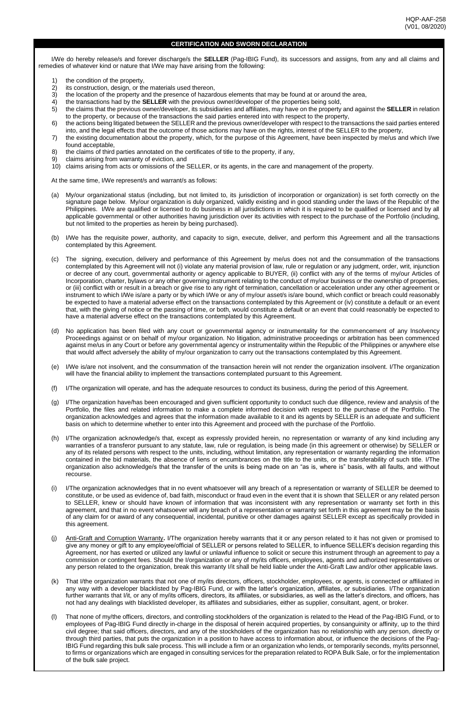## CERTIFICATION AND SWORN DECLARATION

I/We do hereby release/s and forever discharge/s the **SELLER** (Pag-IBIG Fund), its successors and assigns, from any and all claims and remedies of whatever kind or nature that I/We may have arising from the following:

1) the condition of the property,
2) its construction, design, or the materials used thereon,
3) the location of the property and the presence of hazardous elements that may be found at or around the area,
4) the transactions had by the **SELLER** with the previous owner/developer of the properties being sold,
5) the claims that the previous owner/developer, its subsidiaries and affiliates, may have on the property and against the **SELLER** in relation to the property, or because of the transactions the said parties entered into with respect to the property,
6) the actions being litigated between the SELLER and the previous owner/developer with respect to the transactions the said parties entered into, and the legal effects that the outcome of those actions may have on the rights, interest of the SELLER to the property,
7) the existing documentation about the property, which, for the purpose of this Agreement, have been inspected by me/us and which I/we found acceptable,
8) the claims of third parties annotated on the certificates of title to the property, if any,
9) claims arising from warranty of eviction, and
10) claims arising from acts or omissions of the SELLER, or its agents, in the care and management of the property.

At the same time, I/We represent/s and warrant/s as follows:

(a) My/our organizational status (including, but not limited to, its jurisdiction of incorporation or organization) is set forth correctly on the signature page below. My/our organization is duly organized, validly existing and in good standing under the laws of the Republic of the Philippines. I/We are qualified or licensed to do business in all jurisdictions in which it is required to be qualified or licensed and by all applicable governmental or other authorities having jurisdiction over its activities with respect to the purchase of the Portfolio (including, but not limited to the properties as herein by being purchased).

(b) I/We has the requisite power, authority, and capacity to sign, execute, deliver, and perform this Agreement and all the transactions contemplated by this Agreement.

(c) The signing, execution, delivery and performance of this Agreement by me/us does not and the consummation of the transactions contemplated by this Agreement will not (i) violate any material provision of law, rule or regulation or any judgment, order, writ, injunction or decree of any court, governmental authority or agency applicable to BUYER, (ii) conflict with any of the terms of my/our Articles of Incorporation, charter, bylaws or any other governing instrument relating to the conduct of my/our business or the ownership of properties, or (iii) conflict with or result in a breach or give rise to any right of termination, cancellation or acceleration under any other agreement or instrument to which I/We is/are a party or by which I/We or any of my/our asset/s is/are bound, which conflict or breach could reasonably be expected to have a material adverse effect on the transactions contemplated by this Agreement or (iv) constitute a default or an event that, with the giving of notice or the passing of time, or both, would constitute a default or an event that could reasonably be expected to have a material adverse effect on the transactions contemplated by this Agreement.

(d) No application has been filed with any court or governmental agency or instrumentality for the commencement of any Insolvency Proceedings against or on behalf of my/our organization. No litigation, administrative proceedings or arbitration has been commenced against me/us in any Court or before any governmental agency or instrumentality within the Republic of the Philippines or anywhere else that would affect adversely the ability of my/our organization to carry out the transactions contemplated by this Agreement.

(e) I/We is/are not insolvent, and the consummation of the transaction herein will not render the organization insolvent. I/The organization will have the financial ability to implement the transactions contemplated pursuant to this Agreement.

(f) I/The organization will operate, and has the adequate resources to conduct its business, during the period of this Agreement.

(g) I/The organization have/has been encouraged and given sufficient opportunity to conduct such due diligence, review and analysis of the Portfolio, the files and related information to make a complete informed decision with respect to the purchase of the Portfolio. The organization acknowledges and agrees that the information made available to it and its agents by SELLER is an adequate and sufficient basis on which to determine whether to enter into this Agreement and proceed with the purchase of the Portfolio.

(h) I/The organization acknowledge/s that, except as expressly provided herein, no representation or warranty of any kind including any warranties of a transferor pursuant to any statute, law, rule or regulation, is being made (in this agreement or otherwise) by SELLER or any of its related persons with respect to the units, including, without limitation, any representation or warranty regarding the information contained in the bid materials, the absence of liens or encumbrances on the title to the units, or the transferability of such title. I/The organization also acknowledge/s that the transfer of the units is being made on an "as is, where is" basis, with all faults, and without recourse.

(i) I/The organization acknowledges that in no event whatsoever will any breach of a representation or warranty of SELLER be deemed to constitute, or be used as evidence of, bad faith, misconduct or fraud even in the event that it is shown that SELLER or any related person to SELLER, knew or should have known of information that was inconsistent with any representation or warranty set forth in this agreement, and that in no event whatsoever will any breach of a representation or warranty set forth in this agreement may be the basis of any claim for or award of any consequential, incidental, punitive or other damages against SELLER except as specifically provided in this agreement.

(j) Anti-Graft and Corruption Warranty**.** I/The organization hereby warrants that it or any person related to it has not given or promised to give any money or gift to any employee/official of SELLER or persons related to SELLER, to influence SELLER's decision regarding this Agreement, nor has exerted or utilized any lawful or unlawful influence to solicit or secure this instrument through an agreement to pay a commission or contingent fees. Should the I/organization or any of my/its officers, employees, agents and authorized representatives or any person related to the organization, break this warranty I/it shall be held liable under the Anti-Graft Law and/or other applicable laws.

(k) That I/the organization warrants that not one of my/its directors, officers, stockholder, employees, or agents, is connected or affiliated in any way with a developer blacklisted by Pag-IBIG Fund, or with the latter's organization, affiliates, or subsidiaries. I/The organization further warrants that I/it, or any of my/its officers, directors, its affiliates, or subsidiaries, as well as the latter's directors, and officers, has not had any dealings with blacklisted developer, its affiliates and subsidiaries, either as supplier, consultant, agent, or broker.

(l) That none of my/the officers, directors, and controlling stockholders of the organization is related to the Head of the Pag-IBIG Fund, or to employees of Pag-IBIG Fund directly in-charge in the disposal of herein acquired properties, by consanguinity or affinity, up to the third civil degree; that said officers, directors, and any of the stockholders of the organization has no relationship with any person, directly or through third parties, that puts the organization in a position to have access to information about, or influence the decisions of the Pag-IBIG Fund regarding this bulk sale process. This will include a firm or an organization who lends, or temporarily seconds, my/its personnel, to firms or organizations which are engaged in consulting services for the preparation related to ROPA Bulk Sale, or for the implementation of the bulk sale project.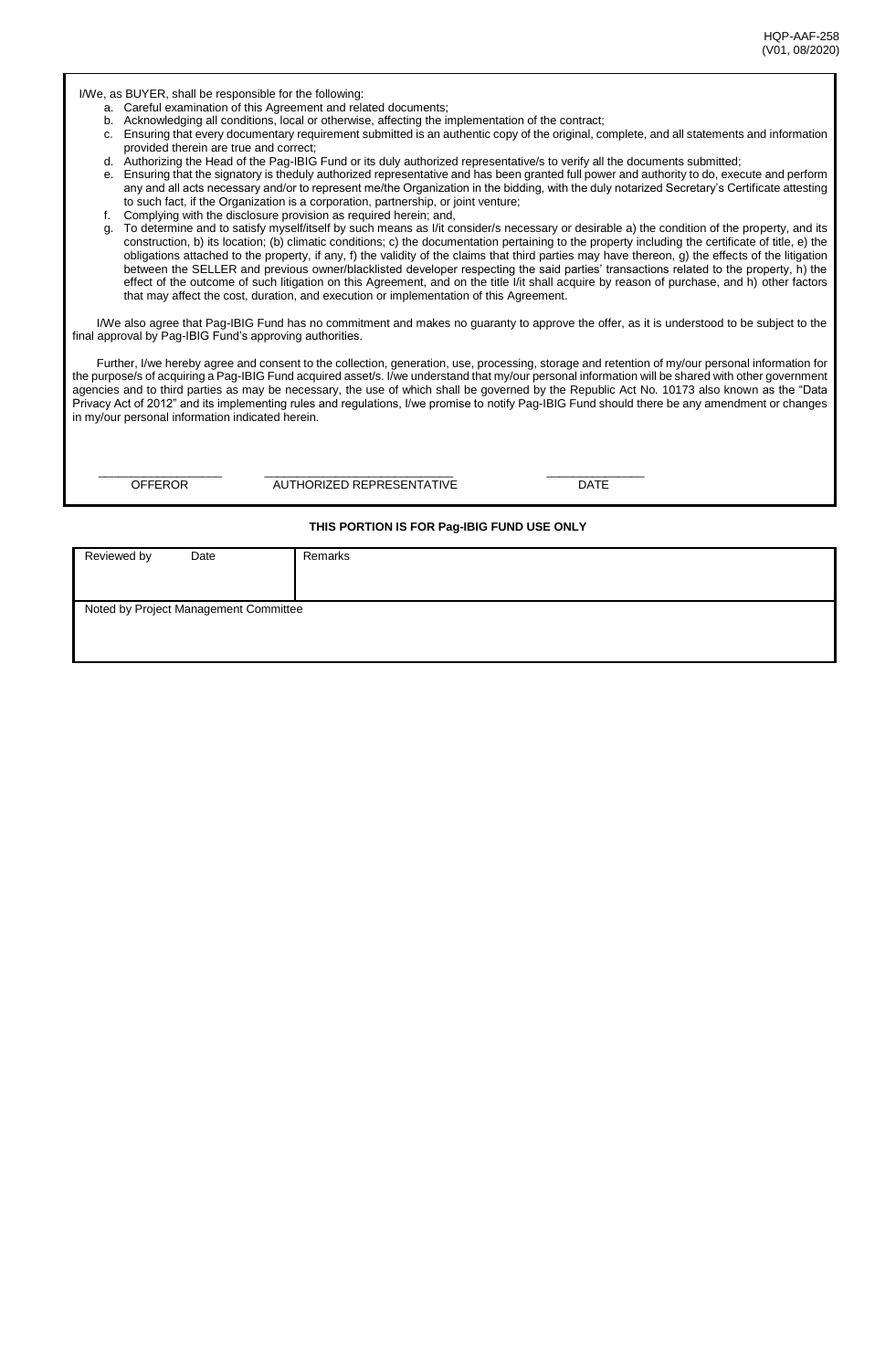I/We, as BUYER, shall be responsible for the following:

a. Careful examination of this Agreement and related documents;
b. Acknowledging all conditions, local or otherwise, affecting the implementation of the contract;
c. Ensuring that every documentary requirement submitted is an authentic copy of the original, complete, and all statements and information provided therein are true and correct;
d. Authorizing the Head of the Pag-IBIG Fund or its duly authorized representative/s to verify all the documents submitted;
e. Ensuring that the signatory is theduly authorized representative and has been granted full power and authority to do, execute and perform any and all acts necessary and/or to represent me/the Organization in the bidding, with the duly notarized Secretary's Certificate attesting to such fact, if the Organization is a corporation, partnership, or joint venture;
f. Complying with the disclosure provision as required herein; and,
g. To determine and to satisfy myself/itself by such means as I/it consider/s necessary or desirable a) the condition of the property, and its construction, b) its location; (b) climatic conditions; c) the documentation pertaining to the property including the certificate of title, e) the obligations attached to the property, if any, f) the validity of the claims that third parties may have thereon, g) the effects of the litigation between the SELLER and previous owner/blacklisted developer respecting the said parties' transactions related to the property, h) the effect of the outcome of such litigation on this Agreement, and on the title I/it shall acquire by reason of purchase, and h) other factors that may affect the cost, duration, and execution or implementation of this Agreement.

I/We also agree that Pag-IBIG Fund has no commitment and makes no guaranty to approve the offer, as it is understood to be subject to the final approval by Pag-IBIG Fund's approving authorities.

Further, I/we hereby agree and consent to the collection, generation, use, processing, storage and retention of my/our personal information for the purpose/s of acquiring a Pag-IBIG Fund acquired asset/s. I/we understand that my/our personal information will be shared with other government agencies and to third parties as may be necessary, the use of which shall be governed by the Republic Act No. 10173 also known as the "Data Privacy Act of 2012" and its implementing rules and regulations, I/we promise to notify Pag-IBIG Fund should there be any amendment or changes in my/our personal information indicated herein.

\_\_\_\_\_\_\_\_\_\_\_\_\_\_\_\_\_\_ \_\_\_\_\_\_\_\_\_\_\_\_\_\_\_\_\_\_\_\_\_\_\_\_\_\_\_\_ \_\_\_\_\_\_\_\_\_\_\_\_\_\_\_

OFFEROR    AUTHORIZED REPRESENTATIVE    DATE

**THIS PORTION IS FOR Pag-IBIG FUND USE ONLY**

| | | |
|---|---|---|
| Reviewed by | Date | Remarks |
| Noted by Project Management Committee | | |